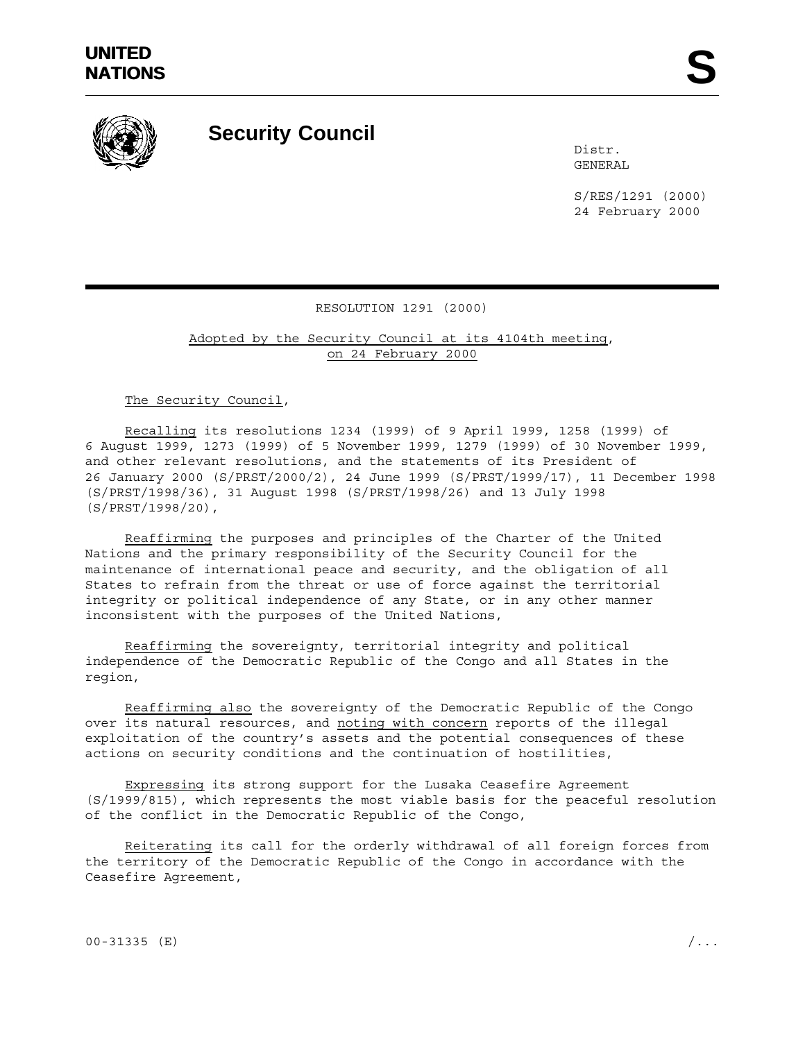UNITED NATIONS

S

# Security Council

Distr.
GENERAL

S/RES/1291 (2000)
24 February 2000

## RESOLUTION 1291 (2000)

Adopted by the Security Council at its 4104th meeting, on 24 February 2000

The Security Council,

Recalling its resolutions 1234 (1999) of 9 April 1999, 1258 (1999) of 6 August 1999, 1273 (1999) of 5 November 1999, 1279 (1999) of 30 November 1999, and other relevant resolutions, and the statements of its President of 26 January 2000 (S/PRST/2000/2), 24 June 1999 (S/PRST/1999/17), 11 December 1998 (S/PRST/1998/36), 31 August 1998 (S/PRST/1998/26) and 13 July 1998 (S/PRST/1998/20),

Reaffirming the purposes and principles of the Charter of the United Nations and the primary responsibility of the Security Council for the maintenance of international peace and security, and the obligation of all States to refrain from the threat or use of force against the territorial integrity or political independence of any State, or in any other manner inconsistent with the purposes of the United Nations,

Reaffirming the sovereignty, territorial integrity and political independence of the Democratic Republic of the Congo and all States in the region,

Reaffirming also the sovereignty of the Democratic Republic of the Congo over its natural resources, and noting with concern reports of the illegal exploitation of the country's assets and the potential consequences of these actions on security conditions and the continuation of hostilities,

Expressing its strong support for the Lusaka Ceasefire Agreement (S/1999/815), which represents the most viable basis for the peaceful resolution of the conflict in the Democratic Republic of the Congo,

Reiterating its call for the orderly withdrawal of all foreign forces from the territory of the Democratic Republic of the Congo in accordance with the Ceasefire Agreement,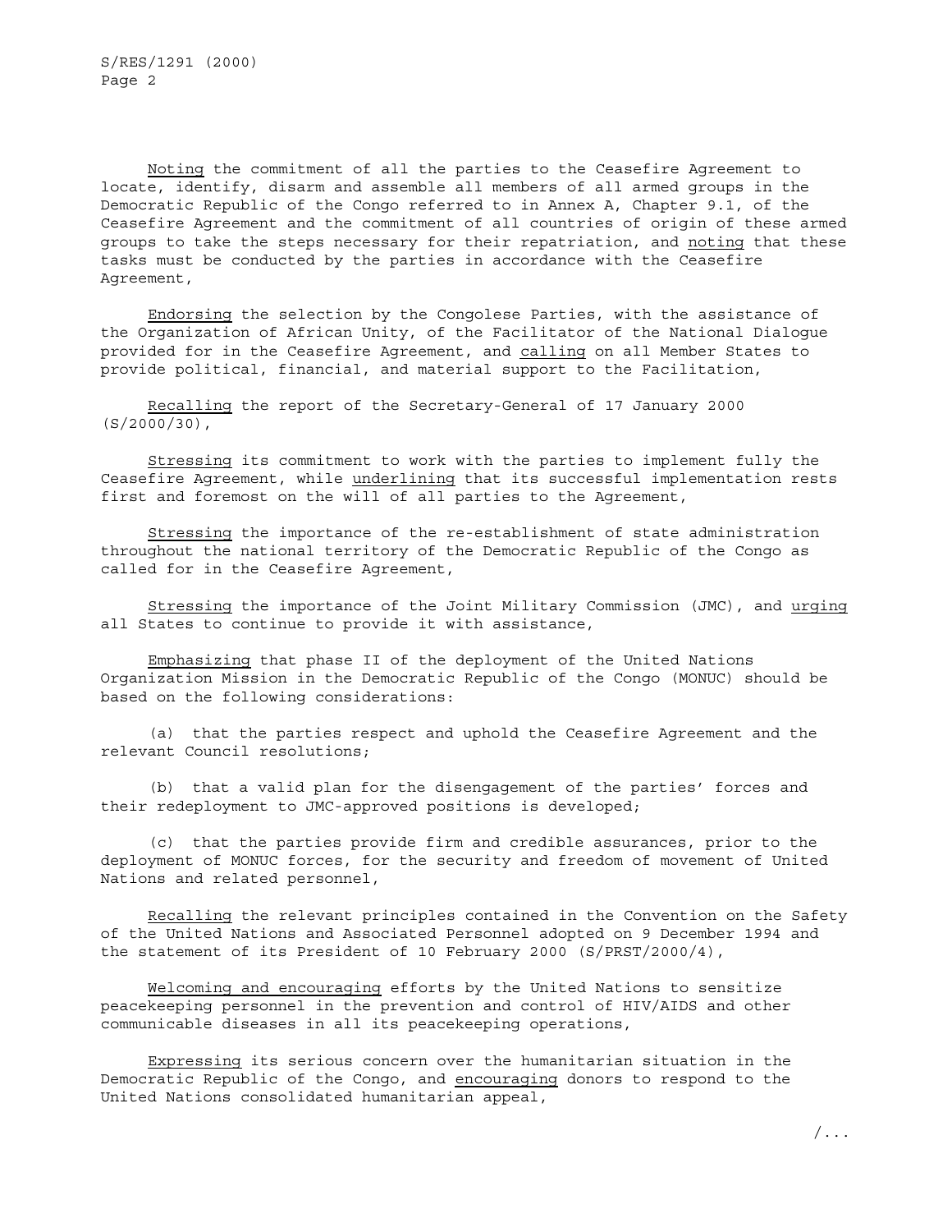Noting the commitment of all the parties to the Ceasefire Agreement to locate, identify, disarm and assemble all members of all armed groups in the Democratic Republic of the Congo referred to in Annex A, Chapter 9.1, of the Ceasefire Agreement and the commitment of all countries of origin of these armed groups to take the steps necessary for their repatriation, and noting that these tasks must be conducted by the parties in accordance with the Ceasefire Agreement,

Endorsing the selection by the Congolese Parties, with the assistance of the Organization of African Unity, of the Facilitator of the National Dialogue provided for in the Ceasefire Agreement, and calling on all Member States to provide political, financial, and material support to the Facilitation,

Recalling the report of the Secretary-General of 17 January 2000 (S/2000/30),

Stressing its commitment to work with the parties to implement fully the Ceasefire Agreement, while underlining that its successful implementation rests first and foremost on the will of all parties to the Agreement,

Stressing the importance of the re-establishment of state administration throughout the national territory of the Democratic Republic of the Congo as called for in the Ceasefire Agreement,

Stressing the importance of the Joint Military Commission (JMC), and urging all States to continue to provide it with assistance,

Emphasizing that phase II of the deployment of the United Nations Organization Mission in the Democratic Republic of the Congo (MONUC) should be based on the following considerations:

(a) that the parties respect and uphold the Ceasefire Agreement and the relevant Council resolutions;

(b) that a valid plan for the disengagement of the parties' forces and their redeployment to JMC-approved positions is developed;

(c) that the parties provide firm and credible assurances, prior to the deployment of MONUC forces, for the security and freedom of movement of United Nations and related personnel,

Recalling the relevant principles contained in the Convention on the Safety of the United Nations and Associated Personnel adopted on 9 December 1994 and the statement of its President of 10 February 2000 (S/PRST/2000/4),

Welcoming and encouraging efforts by the United Nations to sensitize peacekeeping personnel in the prevention and control of HIV/AIDS and other communicable diseases in all its peacekeeping operations,

Expressing its serious concern over the humanitarian situation in the Democratic Republic of the Congo, and encouraging donors to respond to the United Nations consolidated humanitarian appeal,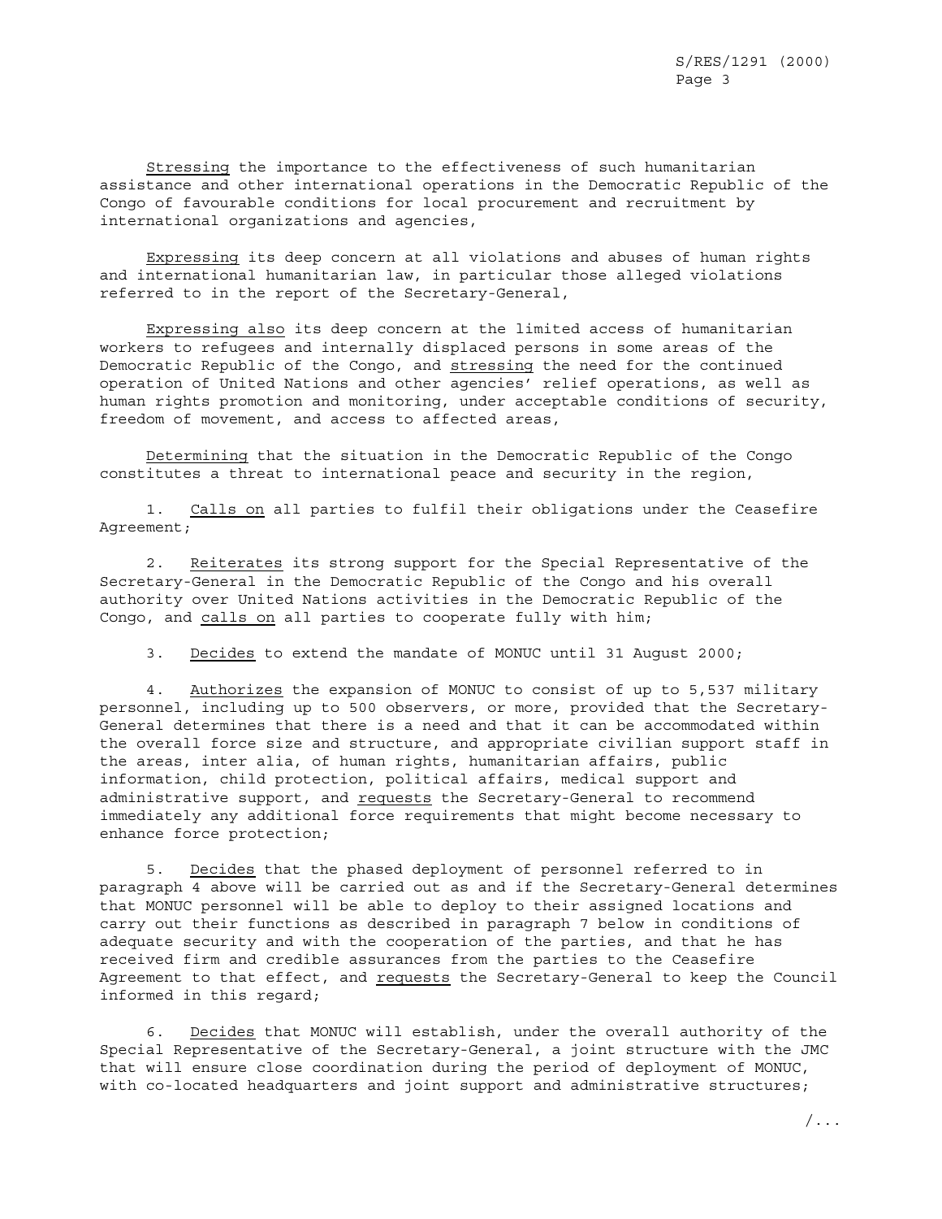*Stressing* the importance to the effectiveness of such humanitarian assistance and other international operations in the Democratic Republic of the Congo of favourable conditions for local procurement and recruitment by international organizations and agencies,

*Expressing* its deep concern at all violations and abuses of human rights and international humanitarian law, in particular those alleged violations referred to in the report of the Secretary-General,

*Expressing also* its deep concern at the limited access of humanitarian workers to refugees and internally displaced persons in some areas of the Democratic Republic of the Congo, and *stressing* the need for the continued operation of United Nations and other agencies' relief operations, as well as human rights promotion and monitoring, under acceptable conditions of security, freedom of movement, and access to affected areas,

*Determining* that the situation in the Democratic Republic of the Congo constitutes a threat to international peace and security in the region,

1. *Calls on* all parties to fulfil their obligations under the Ceasefire Agreement;

2. *Reiterates* its strong support for the Special Representative of the Secretary-General in the Democratic Republic of the Congo and his overall authority over United Nations activities in the Democratic Republic of the Congo, and *calls on* all parties to cooperate fully with him;

3. *Decides* to extend the mandate of MONUC until 31 August 2000;

4. *Authorizes* the expansion of MONUC to consist of up to 5,537 military personnel, including up to 500 observers, or more, provided that the Secretary-General determines that there is a need and that it can be accommodated within the overall force size and structure, and appropriate civilian support staff in the areas, inter alia, of human rights, humanitarian affairs, public information, child protection, political affairs, medical support and administrative support, and *requests* the Secretary-General to recommend immediately any additional force requirements that might become necessary to enhance force protection;

5. *Decides* that the phased deployment of personnel referred to in paragraph 4 above will be carried out as and if the Secretary-General determines that MONUC personnel will be able to deploy to their assigned locations and carry out their functions as described in paragraph 7 below in conditions of adequate security and with the cooperation of the parties, and that he has received firm and credible assurances from the parties to the Ceasefire Agreement to that effect, and *requests* the Secretary-General to keep the Council informed in this regard;

6. *Decides* that MONUC will establish, under the overall authority of the Special Representative of the Secretary-General, a joint structure with the JMC that will ensure close coordination during the period of deployment of MONUC, with co-located headquarters and joint support and administrative structures;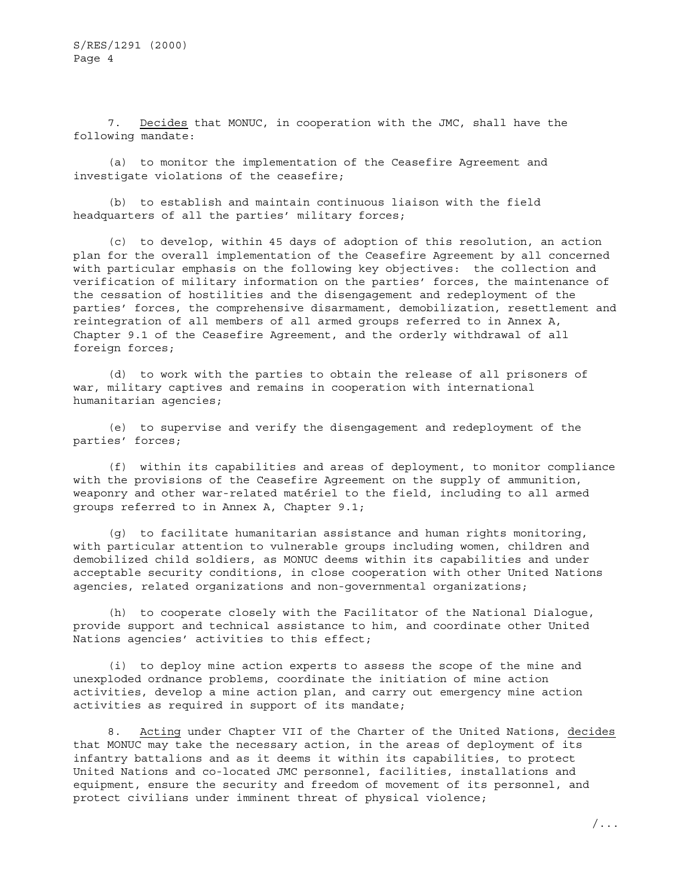7. Decides that MONUC, in cooperation with the JMC, shall have the following mandate:

(a) to monitor the implementation of the Ceasefire Agreement and investigate violations of the ceasefire;

(b) to establish and maintain continuous liaison with the field headquarters of all the parties' military forces;

(c) to develop, within 45 days of adoption of this resolution, an action plan for the overall implementation of the Ceasefire Agreement by all concerned with particular emphasis on the following key objectives: the collection and verification of military information on the parties' forces, the maintenance of the cessation of hostilities and the disengagement and redeployment of the parties' forces, the comprehensive disarmament, demobilization, resettlement and reintegration of all members of all armed groups referred to in Annex A, Chapter 9.1 of the Ceasefire Agreement, and the orderly withdrawal of all foreign forces;

(d) to work with the parties to obtain the release of all prisoners of war, military captives and remains in cooperation with international humanitarian agencies;

(e) to supervise and verify the disengagement and redeployment of the parties' forces;

(f) within its capabilities and areas of deployment, to monitor compliance with the provisions of the Ceasefire Agreement on the supply of ammunition, weaponry and other war-related matériel to the field, including to all armed groups referred to in Annex A, Chapter 9.1;

(g) to facilitate humanitarian assistance and human rights monitoring, with particular attention to vulnerable groups including women, children and demobilized child soldiers, as MONUC deems within its capabilities and under acceptable security conditions, in close cooperation with other United Nations agencies, related organizations and non-governmental organizations;

(h) to cooperate closely with the Facilitator of the National Dialogue, provide support and technical assistance to him, and coordinate other United Nations agencies' activities to this effect;

(i) to deploy mine action experts to assess the scope of the mine and unexploded ordnance problems, coordinate the initiation of mine action activities, develop a mine action plan, and carry out emergency mine action activities as required in support of its mandate;

8. Acting under Chapter VII of the Charter of the United Nations, decides that MONUC may take the necessary action, in the areas of deployment of its infantry battalions and as it deems it within its capabilities, to protect United Nations and co-located JMC personnel, facilities, installations and equipment, ensure the security and freedom of movement of its personnel, and protect civilians under imminent threat of physical violence;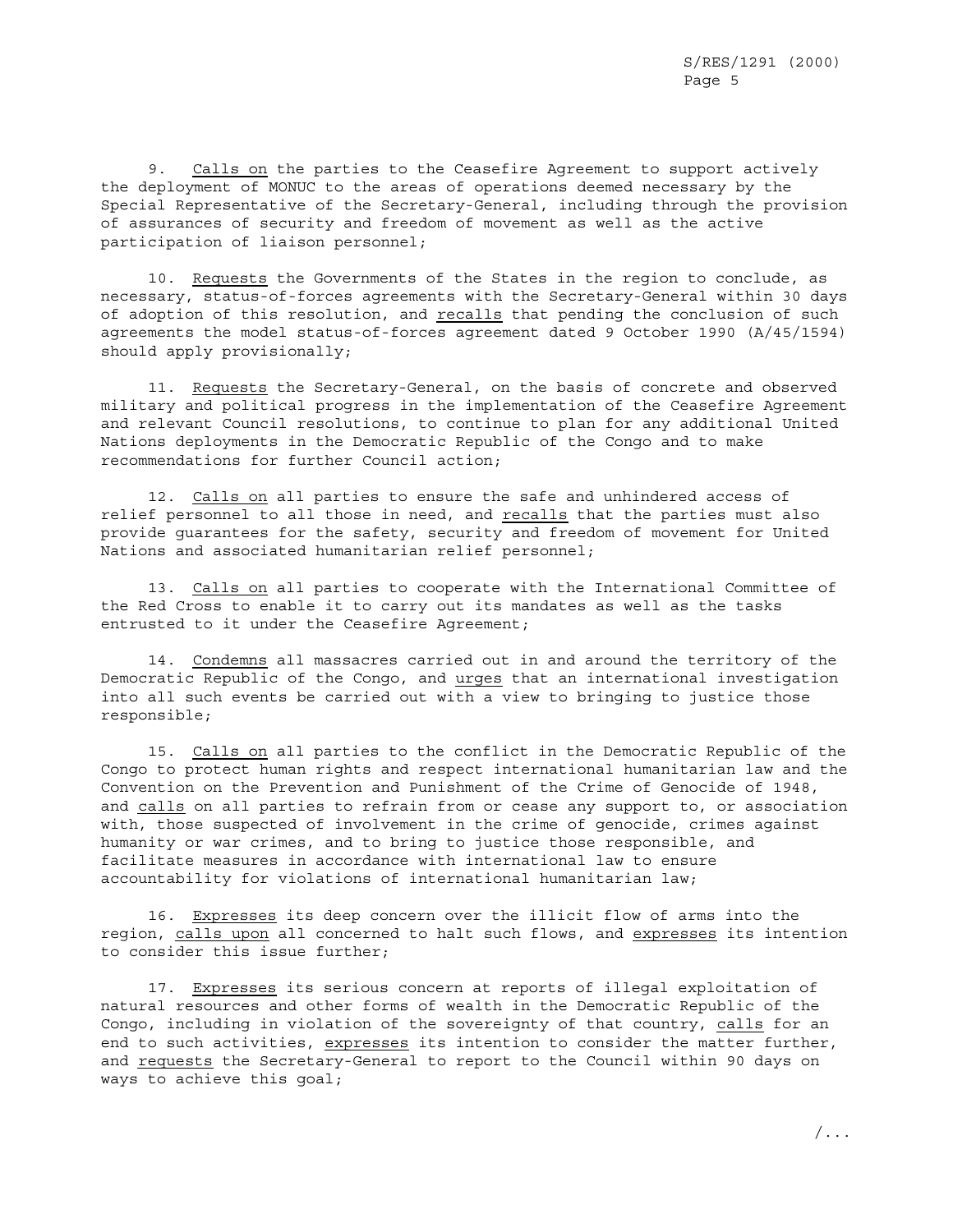9. Calls on the parties to the Ceasefire Agreement to support actively the deployment of MONUC to the areas of operations deemed necessary by the Special Representative of the Secretary-General, including through the provision of assurances of security and freedom of movement as well as the active participation of liaison personnel;

10. Requests the Governments of the States in the region to conclude, as necessary, status-of-forces agreements with the Secretary-General within 30 days of adoption of this resolution, and recalls that pending the conclusion of such agreements the model status-of-forces agreement dated 9 October 1990 (A/45/1594) should apply provisionally;

11. Requests the Secretary-General, on the basis of concrete and observed military and political progress in the implementation of the Ceasefire Agreement and relevant Council resolutions, to continue to plan for any additional United Nations deployments in the Democratic Republic of the Congo and to make recommendations for further Council action;

12. Calls on all parties to ensure the safe and unhindered access of relief personnel to all those in need, and recalls that the parties must also provide guarantees for the safety, security and freedom of movement for United Nations and associated humanitarian relief personnel;

13. Calls on all parties to cooperate with the International Committee of the Red Cross to enable it to carry out its mandates as well as the tasks entrusted to it under the Ceasefire Agreement;

14. Condemns all massacres carried out in and around the territory of the Democratic Republic of the Congo, and urges that an international investigation into all such events be carried out with a view to bringing to justice those responsible;

15. Calls on all parties to the conflict in the Democratic Republic of the Congo to protect human rights and respect international humanitarian law and the Convention on the Prevention and Punishment of the Crime of Genocide of 1948, and calls on all parties to refrain from or cease any support to, or association with, those suspected of involvement in the crime of genocide, crimes against humanity or war crimes, and to bring to justice those responsible, and facilitate measures in accordance with international law to ensure accountability for violations of international humanitarian law;

16. Expresses its deep concern over the illicit flow of arms into the region, calls upon all concerned to halt such flows, and expresses its intention to consider this issue further;

17. Expresses its serious concern at reports of illegal exploitation of natural resources and other forms of wealth in the Democratic Republic of the Congo, including in violation of the sovereignty of that country, calls for an end to such activities, expresses its intention to consider the matter further, and requests the Secretary-General to report to the Council within 90 days on ways to achieve this goal;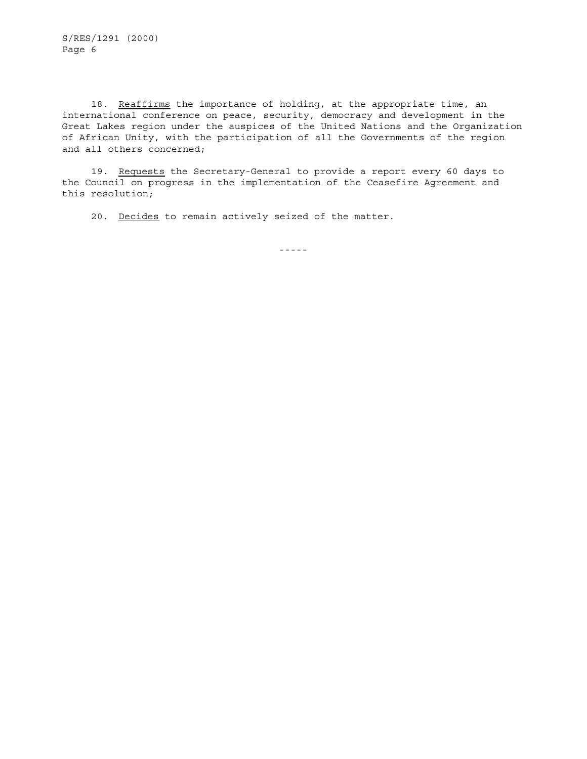18. Reaffirms the importance of holding, at the appropriate time, an international conference on peace, security, democracy and development in the Great Lakes region under the auspices of the United Nations and the Organization of African Unity, with the participation of all the Governments of the region and all others concerned;

19. Requests the Secretary-General to provide a report every 60 days to the Council on progress in the implementation of the Ceasefire Agreement and this resolution;

20. Decides to remain actively seized of the matter.

-----